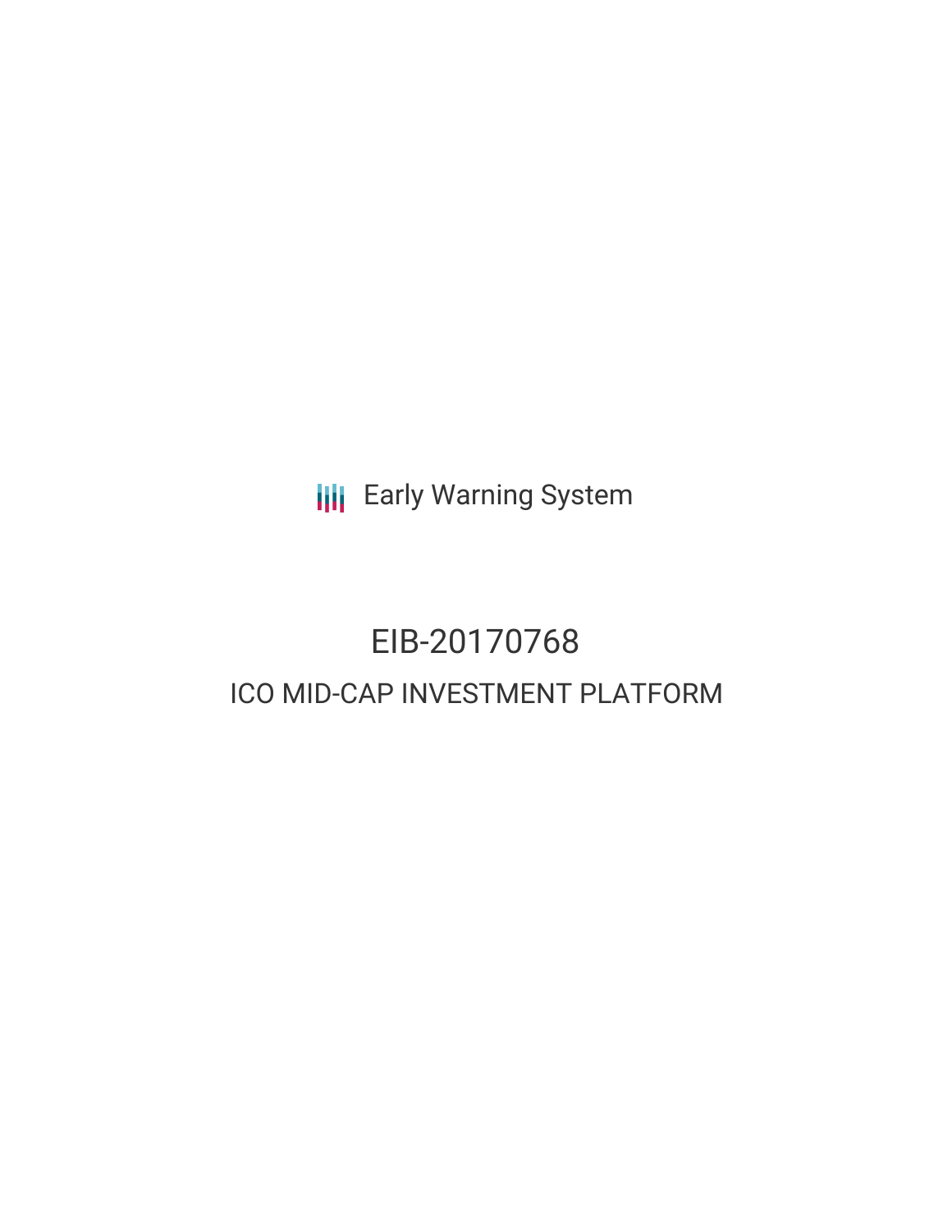Early Warning System

# EIB-20170768

## ICO MID-CAP INVESTMENT PLATFORM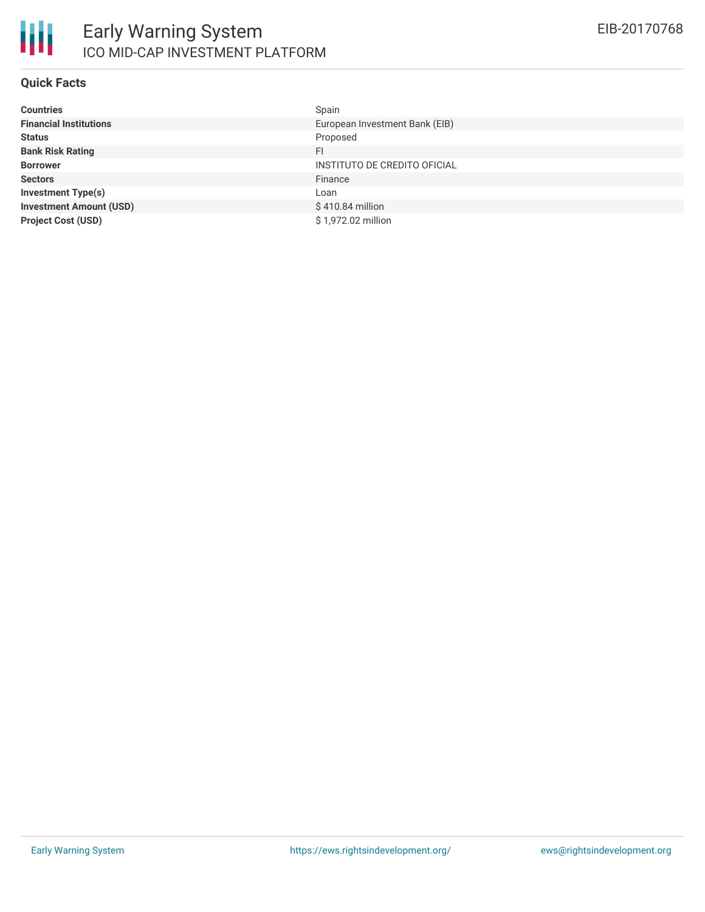# Early Warning System

## ICO MID-CAP INVESTMENT PLATFORM

EIB-20170768

### Quick Facts

| | |
|---|---|
| **Countries** | Spain |
| **Financial Institutions** | European Investment Bank (EIB) |
| **Status** | Proposed |
| **Bank Risk Rating** | FI |
| **Borrower** | INSTITUTO DE CREDITO OFICIAL |
| **Sectors** | Finance |
| **Investment Type(s)** | Loan |
| **Investment Amount (USD)** | $ 410.84 million |
| **Project Cost (USD)** | $ 1,972.02 million |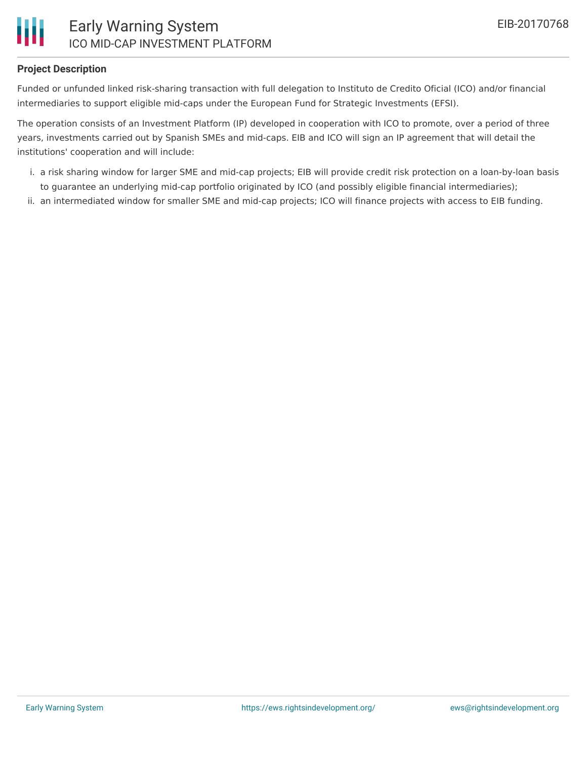### Project Description

Funded or unfunded linked risk-sharing transaction with full delegation to Instituto de Credito Oficial (ICO) and/or financial intermediaries to support eligible mid-caps under the European Fund for Strategic Investments (EFSI).

The operation consists of an Investment Platform (IP) developed in cooperation with ICO to promote, over a period of three years, investments carried out by Spanish SMEs and mid-caps. EIB and ICO will sign an IP agreement that will detail the institutions' cooperation and will include:

i. a risk sharing window for larger SME and mid-cap projects; EIB will provide credit risk protection on a loan-by-loan basis to guarantee an underlying mid-cap portfolio originated by ICO (and possibly eligible financial intermediaries);
ii. an intermediated window for smaller SME and mid-cap projects; ICO will finance projects with access to EIB funding.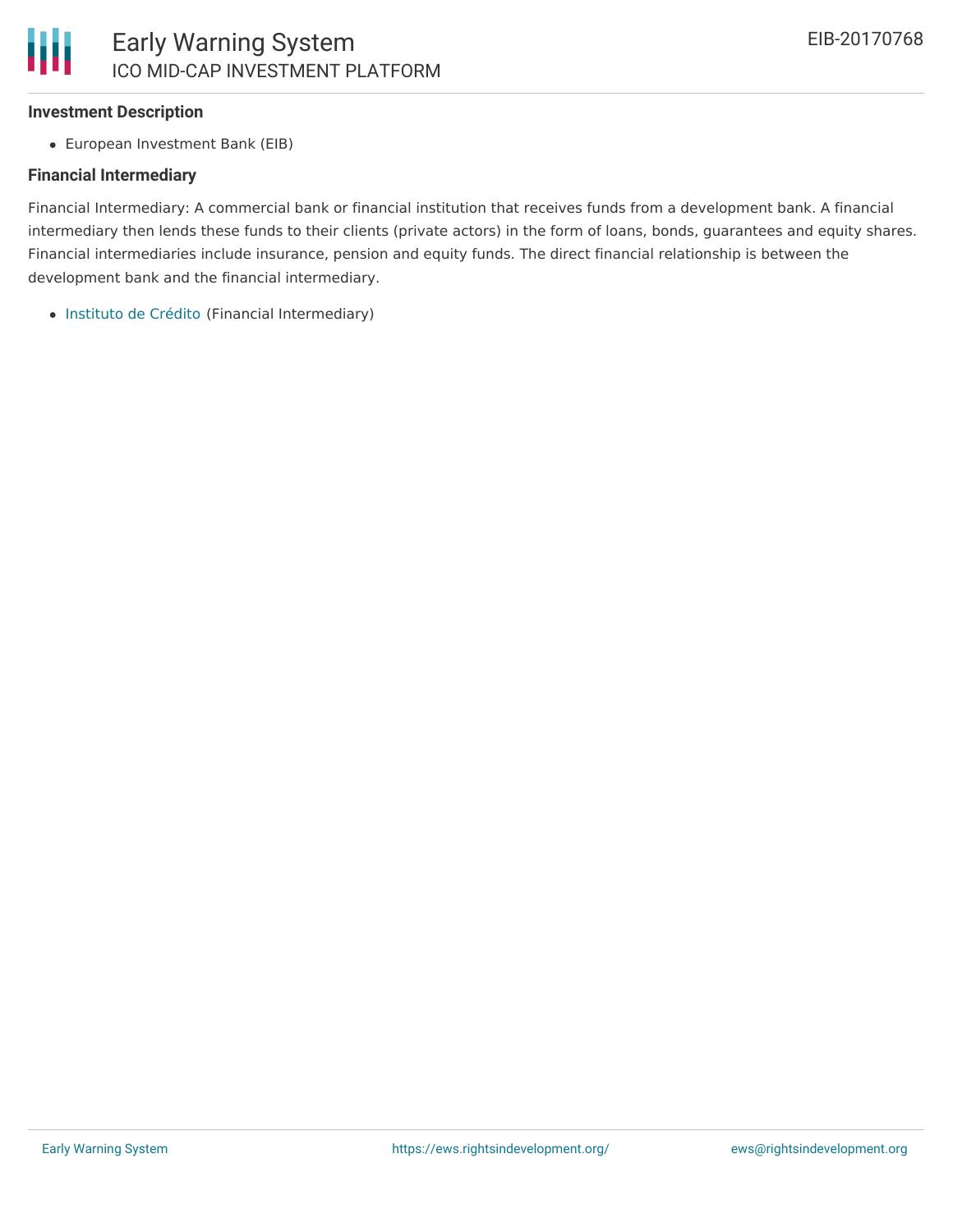### Investment Description

- European Investment Bank (EIB)

### Financial Intermediary

Financial Intermediary: A commercial bank or financial institution that receives funds from a development bank. A financial intermediary then lends these funds to their clients (private actors) in the form of loans, bonds, guarantees and equity shares. Financial intermediaries include insurance, pension and equity funds. The direct financial relationship is between the development bank and the financial intermediary.

- Instituto de Crédito (Financial Intermediary)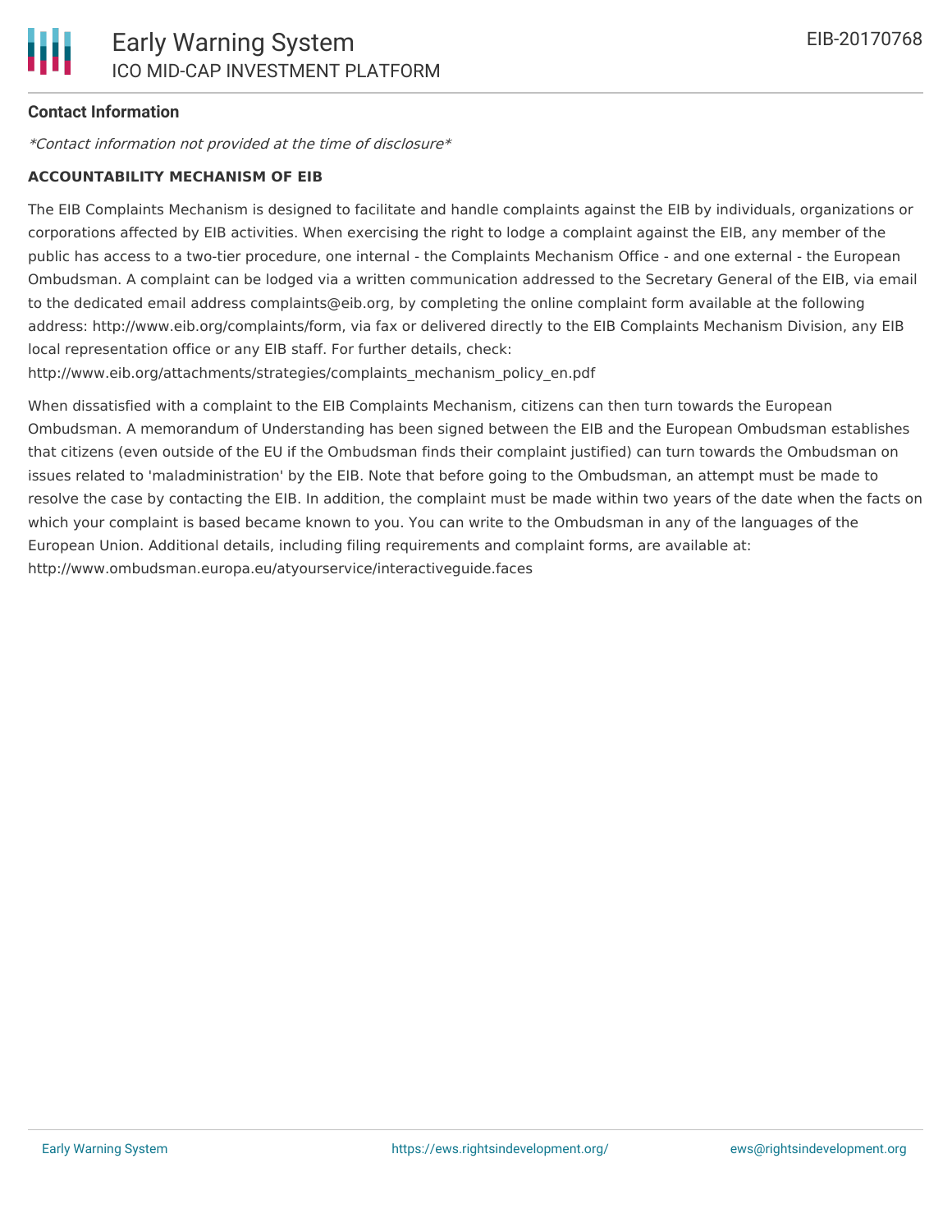### Contact Information

*\*Contact information not provided at the time of disclosure\**

**ACCOUNTABILITY MECHANISM OF EIB**

The EIB Complaints Mechanism is designed to facilitate and handle complaints against the EIB by individuals, organizations or corporations affected by EIB activities. When exercising the right to lodge a complaint against the EIB, any member of the public has access to a two-tier procedure, one internal - the Complaints Mechanism Office - and one external - the European Ombudsman. A complaint can be lodged via a written communication addressed to the Secretary General of the EIB, via email to the dedicated email address complaints@eib.org, by completing the online complaint form available at the following address: http://www.eib.org/complaints/form, via fax or delivered directly to the EIB Complaints Mechanism Division, any EIB local representation office or any EIB staff. For further details, check: http://www.eib.org/attachments/strategies/complaints_mechanism_policy_en.pdf

When dissatisfied with a complaint to the EIB Complaints Mechanism, citizens can then turn towards the European Ombudsman. A memorandum of Understanding has been signed between the EIB and the European Ombudsman establishes that citizens (even outside of the EU if the Ombudsman finds their complaint justified) can turn towards the Ombudsman on issues related to 'maladministration' by the EIB. Note that before going to the Ombudsman, an attempt must be made to resolve the case by contacting the EIB. In addition, the complaint must be made within two years of the date when the facts on which your complaint is based became known to you. You can write to the Ombudsman in any of the languages of the European Union. Additional details, including filing requirements and complaint forms, are available at: http://www.ombudsman.europa.eu/atyourservice/interactiveguide.faces